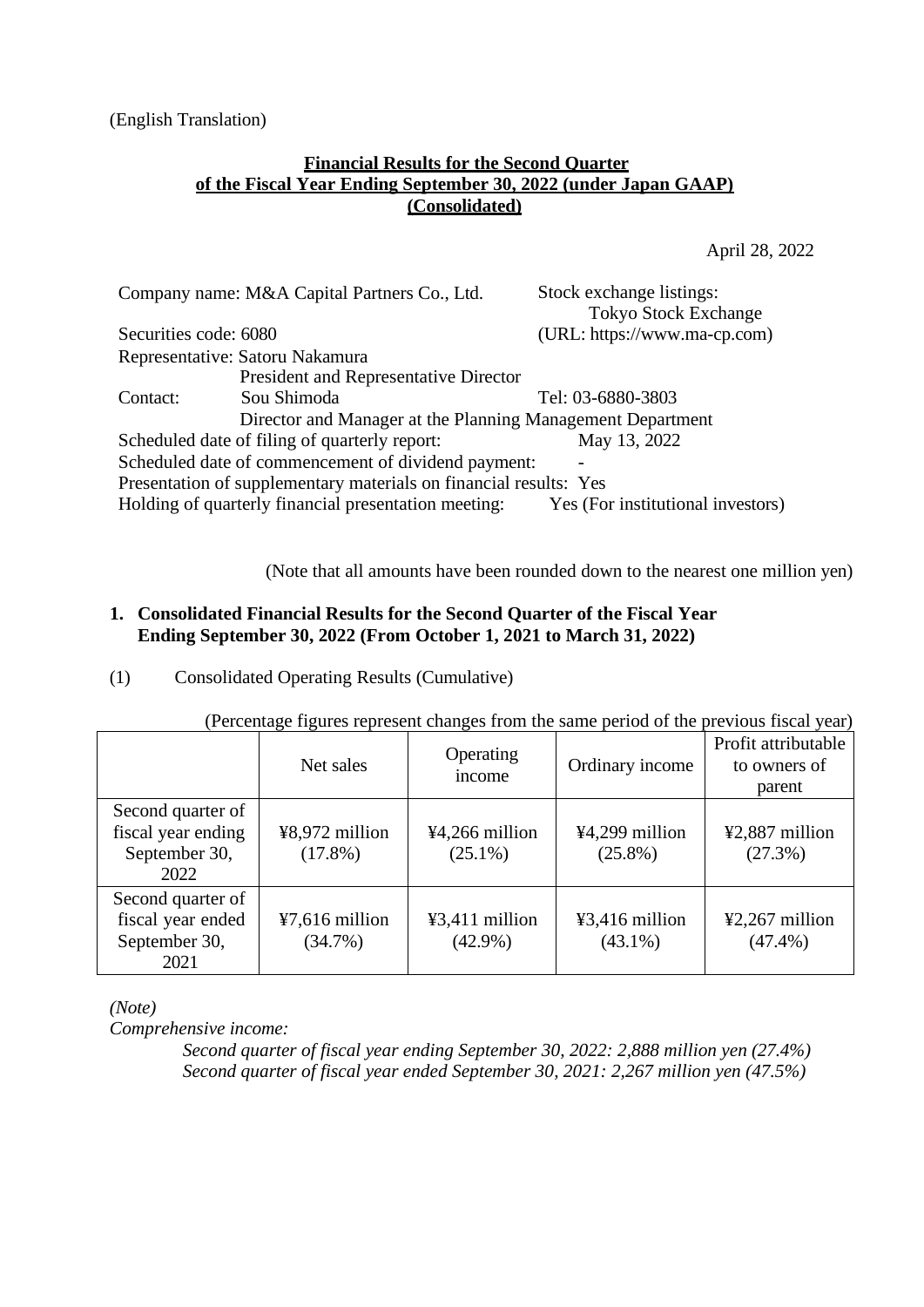(English Translation)

# Financial Results for the Second Quarter of the Fiscal Year Ending September 30, 2022 (under Japan GAAP) (Consolidated)

April 28, 2022

Company name: M&A Capital Partners Co., Ltd.
Stock exchange listings: Tokyo Stock Exchange
Securities code: 6080
(URL: https://www.ma-cp.com)
Representative: Satoru Nakamura
President and Representative Director
Contact: Sou Shimoda
Director and Manager at the Planning Management Department
Tel: 03-6880-3803
Scheduled date of filing of quarterly report: May 13, 2022
Scheduled date of commencement of dividend payment: -
Presentation of supplementary materials on financial results: Yes
Holding of quarterly financial presentation meeting: Yes (For institutional investors)

(Note that all amounts have been rounded down to the nearest one million yen)

## 1. Consolidated Financial Results for the Second Quarter of the Fiscal Year Ending September 30, 2022 (From October 1, 2021 to March 31, 2022)

(1) Consolidated Operating Results (Cumulative)

(Percentage figures represent changes from the same period of the previous fiscal year)

| | Net sales | Operating income | Ordinary income | Profit attributable to owners of parent |
|---|---|---|---|---|
| Second quarter of fiscal year ending September 30, 2022 | ¥8,972 million (17.8%) | ¥4,266 million (25.1%) | ¥4,299 million (25.8%) | ¥2,887 million (27.3%) |
| Second quarter of fiscal year ended September 30, 2021 | ¥7,616 million (34.7%) | ¥3,411 million (42.9%) | ¥3,416 million (43.1%) | ¥2,267 million (47.4%) |

*(Note)*

*Comprehensive income:*

*Second quarter of fiscal year ending September 30, 2022: 2,888 million yen (27.4%)*
*Second quarter of fiscal year ended September 30, 2021: 2,267 million yen (47.5%)*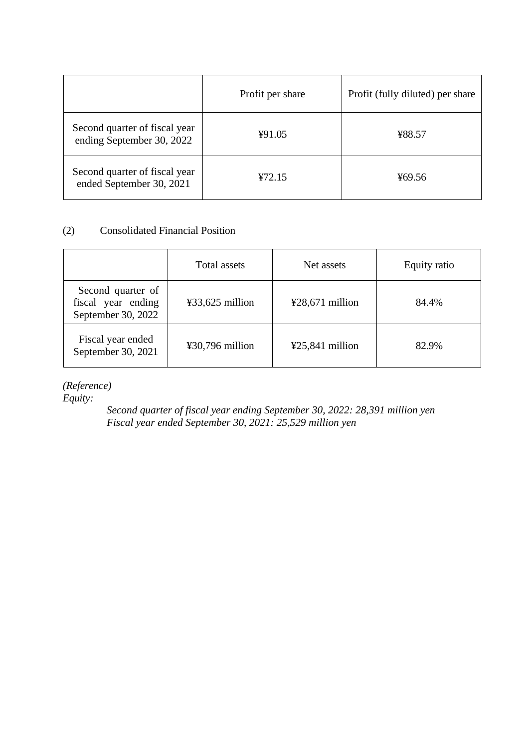| | Profit per share | Profit (fully diluted) per share |
|---|---|---|
| Second quarter of fiscal year ending September 30, 2022 | ¥91.05 | ¥88.57 |
| Second quarter of fiscal year ended September 30, 2021 | ¥72.15 | ¥69.56 |

(2) Consolidated Financial Position

| | Total assets | Net assets | Equity ratio |
|---|---|---|---|
| Second quarter of fiscal year ending September 30, 2022 | ¥33,625 million | ¥28,671 million | 84.4% |
| Fiscal year ended September 30, 2021 | ¥30,796 million | ¥25,841 million | 82.9% |

*(Reference)*
*Equity:*

*Second quarter of fiscal year ending September 30, 2022: 28,391 million yen*
*Fiscal year ended September 30, 2021: 25,529 million yen*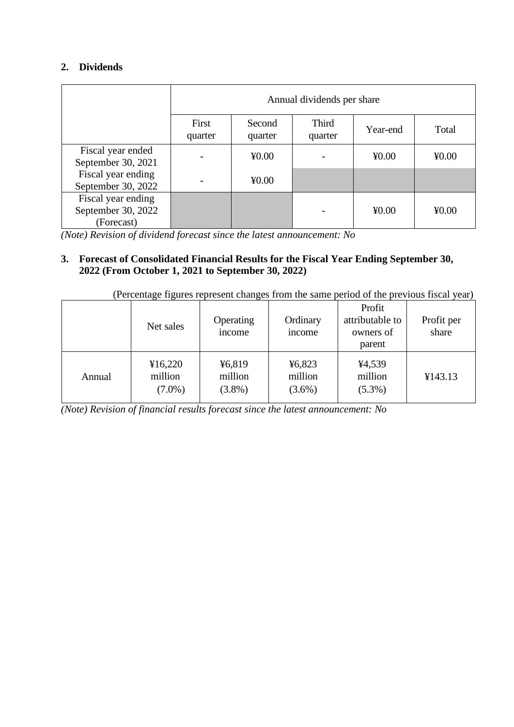## 2. Dividends

| | Annual dividends per share | | | | |
|---|---|---|---|---|---|
| | First quarter | Second quarter | Third quarter | Year-end | Total |
| Fiscal year ended September 30, 2021 | - | ¥0.00 | - | ¥0.00 | ¥0.00 |
| Fiscal year ending September 30, 2022 | - | ¥0.00 | | | |
| Fiscal year ending September 30, 2022 (Forecast) | | | - | ¥0.00 | ¥0.00 |

*(Note) Revision of dividend forecast since the latest announcement: No*

## 3. Forecast of Consolidated Financial Results for the Fiscal Year Ending September 30, 2022 (From October 1, 2021 to September 30, 2022)

(Percentage figures represent changes from the same period of the previous fiscal year)

| | Net sales | Operating income | Ordinary income | Profit attributable to owners of parent | Profit per share |
|---|---|---|---|---|---|
| Annual | ¥16,220 million (7.0%) | ¥6,819 million (3.8%) | ¥6,823 million (3.6%) | ¥4,539 million (5.3%) | ¥143.13 |

*(Note) Revision of financial results forecast since the latest announcement: No*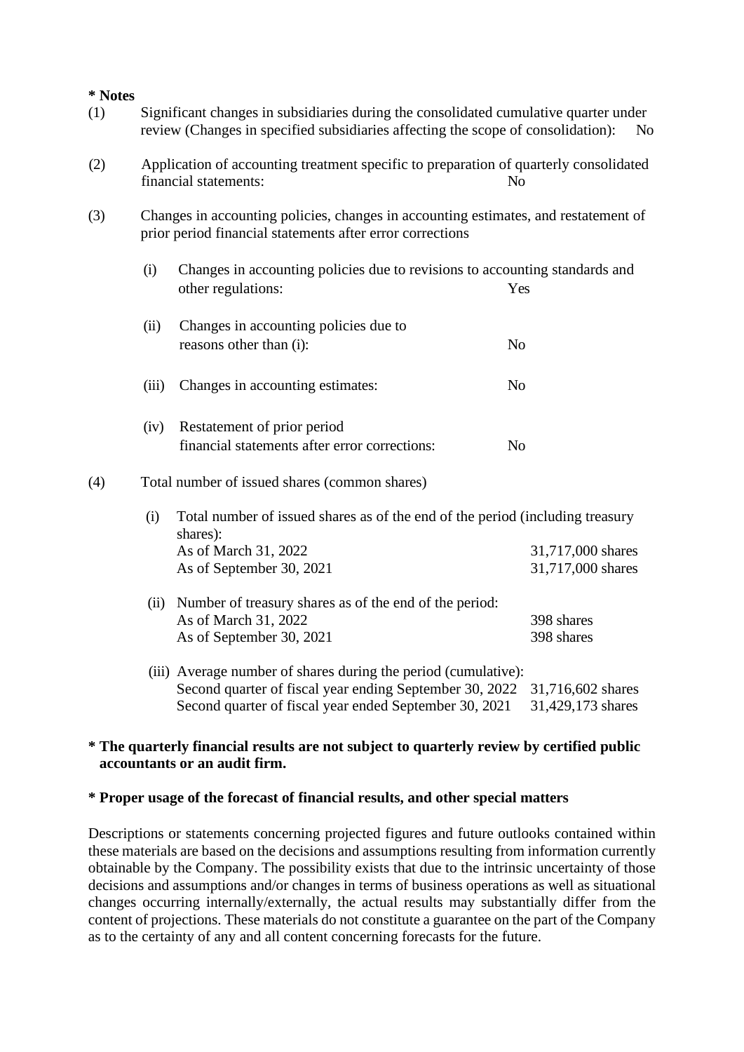**\* Notes**

(1) Significant changes in subsidiaries during the consolidated cumulative quarter under review (Changes in specified subsidiaries affecting the scope of consolidation): No

(2) Application of accounting treatment specific to preparation of quarterly consolidated financial statements: No

(3) Changes in accounting policies, changes in accounting estimates, and restatement of prior period financial statements after error corrections

- (i) Changes in accounting policies due to revisions to accounting standards and other regulations: Yes
- (ii) Changes in accounting policies due to reasons other than (i): No
- (iii) Changes in accounting estimates: No
- (iv) Restatement of prior period financial statements after error corrections: No

(4) Total number of issued shares (common shares)

(i) Total number of issued shares as of the end of the period (including treasury shares):

| | |
|---|---|
| As of March 31, 2022 | 31,717,000 shares |
| As of September 30, 2021 | 31,717,000 shares |

(ii) Number of treasury shares as of the end of the period:

| | |
|---|---|
| As of March 31, 2022 | 398 shares |
| As of September 30, 2021 | 398 shares |

(iii) Average number of shares during the period (cumulative):

| | |
|---|---|
| Second quarter of fiscal year ending September 30, 2022 | 31,716,602 shares |
| Second quarter of fiscal year ended September 30, 2021 | 31,429,173 shares |

**\* The quarterly financial results are not subject to quarterly review by certified public accountants or an audit firm.**

**\* Proper usage of the forecast of financial results, and other special matters**

Descriptions or statements concerning projected figures and future outlooks contained within these materials are based on the decisions and assumptions resulting from information currently obtainable by the Company. The possibility exists that due to the intrinsic uncertainty of those decisions and assumptions and/or changes in terms of business operations as well as situational changes occurring internally/externally, the actual results may substantially differ from the content of projections. These materials do not constitute a guarantee on the part of the Company as to the certainty of any and all content concerning forecasts for the future.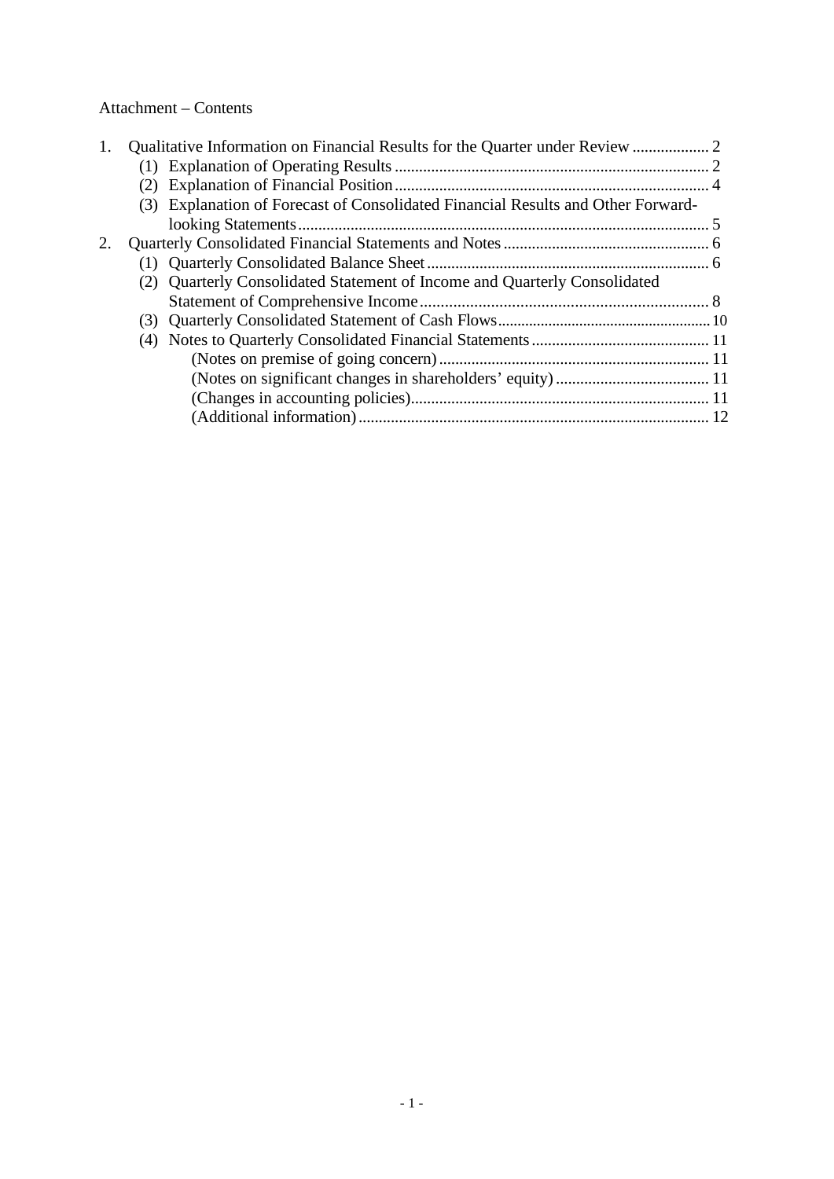Attachment – Contents

1. Qualitative Information on Financial Results for the Quarter under Review ................... 2
   - (1) Explanation of Operating Results ............................................................................. 2
   - (2) Explanation of Financial Position ............................................................................. 4
   - (3) Explanation of Forecast of Consolidated Financial Results and Other Forward-looking Statements ...................................................................................................... 5
2. Quarterly Consolidated Financial Statements and Notes .................................................. 6
   - (1) Quarterly Consolidated Balance Sheet ...................................................................... 6
   - (2) Quarterly Consolidated Statement of Income and Quarterly Consolidated Statement of Comprehensive Income ...................................................................... 8
   - (3) Quarterly Consolidated Statement of Cash Flows ...................................................... 10
   - (4) Notes to Quarterly Consolidated Financial Statements ............................................ 11
     - (Notes on premise of going concern) ................................................................... 11
     - (Notes on significant changes in shareholders' equity) ...................................... 11
     - (Changes in accounting policies).......................................................................... 11
     - (Additional information) ...................................................................................... 12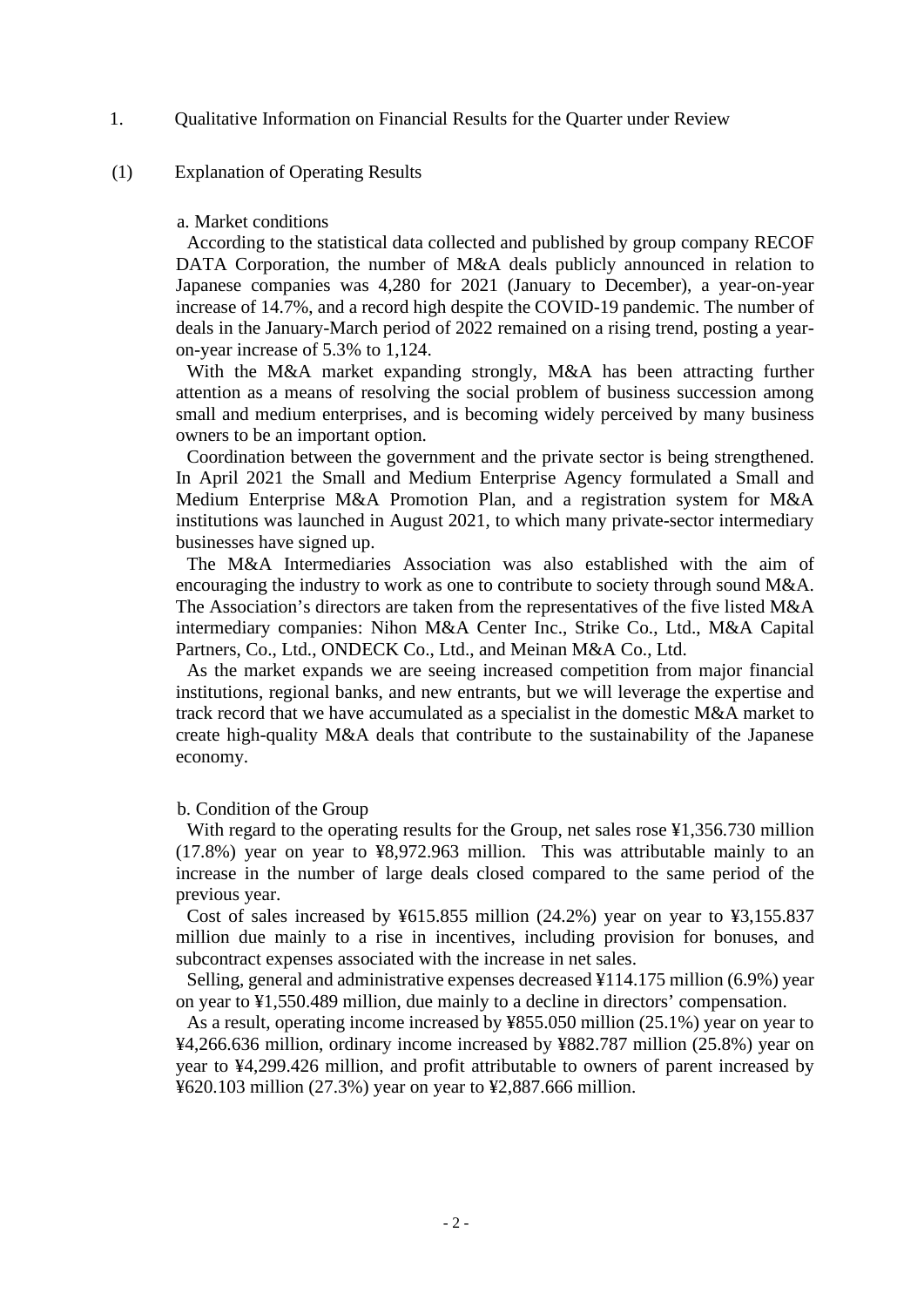# 1. Qualitative Information on Financial Results for the Quarter under Review

## (1) Explanation of Operating Results

### a. Market conditions

According to the statistical data collected and published by group company RECOF DATA Corporation, the number of M&A deals publicly announced in relation to Japanese companies was 4,280 for 2021 (January to December), a year-on-year increase of 14.7%, and a record high despite the COVID-19 pandemic. The number of deals in the January-March period of 2022 remained on a rising trend, posting a year-on-year increase of 5.3% to 1,124.

With the M&A market expanding strongly, M&A has been attracting further attention as a means of resolving the social problem of business succession among small and medium enterprises, and is becoming widely perceived by many business owners to be an important option.

Coordination between the government and the private sector is being strengthened. In April 2021 the Small and Medium Enterprise Agency formulated a Small and Medium Enterprise M&A Promotion Plan, and a registration system for M&A institutions was launched in August 2021, to which many private-sector intermediary businesses have signed up.

The M&A Intermediaries Association was also established with the aim of encouraging the industry to work as one to contribute to society through sound M&A. The Association's directors are taken from the representatives of the five listed M&A intermediary companies: Nihon M&A Center Inc., Strike Co., Ltd., M&A Capital Partners, Co., Ltd., ONDECK Co., Ltd., and Meinan M&A Co., Ltd.

As the market expands we are seeing increased competition from major financial institutions, regional banks, and new entrants, but we will leverage the expertise and track record that we have accumulated as a specialist in the domestic M&A market to create high-quality M&A deals that contribute to the sustainability of the Japanese economy.

### b. Condition of the Group

With regard to the operating results for the Group, net sales rose ¥1,356.730 million (17.8%) year on year to ¥8,972.963 million. This was attributable mainly to an increase in the number of large deals closed compared to the same period of the previous year.

Cost of sales increased by ¥615.855 million (24.2%) year on year to ¥3,155.837 million due mainly to a rise in incentives, including provision for bonuses, and subcontract expenses associated with the increase in net sales.

Selling, general and administrative expenses decreased ¥114.175 million (6.9%) year on year to ¥1,550.489 million, due mainly to a decline in directors' compensation.

As a result, operating income increased by ¥855.050 million (25.1%) year on year to ¥4,266.636 million, ordinary income increased by ¥882.787 million (25.8%) year on year to ¥4,299.426 million, and profit attributable to owners of parent increased by ¥620.103 million (27.3%) year on year to ¥2,887.666 million.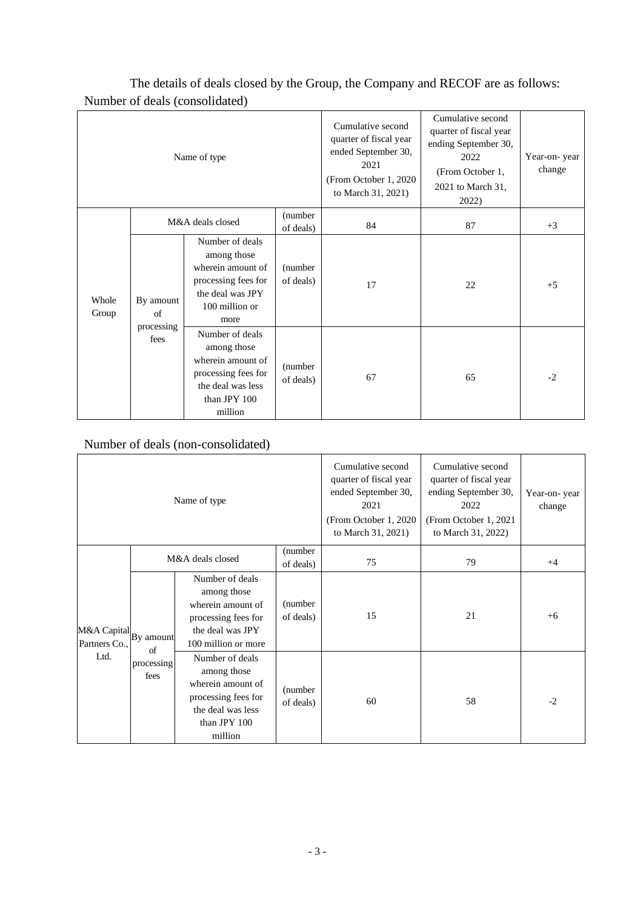The details of deals closed by the Group, the Company and RECOF are as follows:

Number of deals (consolidated)

| Name of type | | | | Cumulative second quarter of fiscal year ended September 30, 2021 (From October 1, 2020 to March 31, 2021) | Cumulative second quarter of fiscal year ending September 30, 2022 (From October 1, 2021 to March 31, 2022) | Year-on- year change |
|---|---|---|---|---|---|---|
| Whole Group | M&A deals closed | | (number of deals) | 84 | 87 | +3 |
| | By amount of processing fees | Number of deals among those wherein amount of processing fees for the deal was JPY 100 million or more | (number of deals) | 17 | 22 | +5 |
| | | Number of deals among those wherein amount of processing fees for the deal was less than JPY 100 million | (number of deals) | 67 | 65 | -2 |

Number of deals (non-consolidated)

| Name of type | | | | Cumulative second quarter of fiscal year ended September 30, 2021 (From October 1, 2020 to March 31, 2021) | Cumulative second quarter of fiscal year ending September 30, 2022 (From October 1, 2021 to March 31, 2022) | Year-on- year change |
|---|---|---|---|---|---|---|
| M&A Capital Partners Co., Ltd. | M&A deals closed | | (number of deals) | 75 | 79 | +4 |
| | By amount of processing fees | Number of deals among those wherein amount of processing fees for the deal was JPY 100 million or more | (number of deals) | 15 | 21 | +6 |
| | | Number of deals among those wherein amount of processing fees for the deal was less than JPY 100 million | (number of deals) | 60 | 58 | -2 |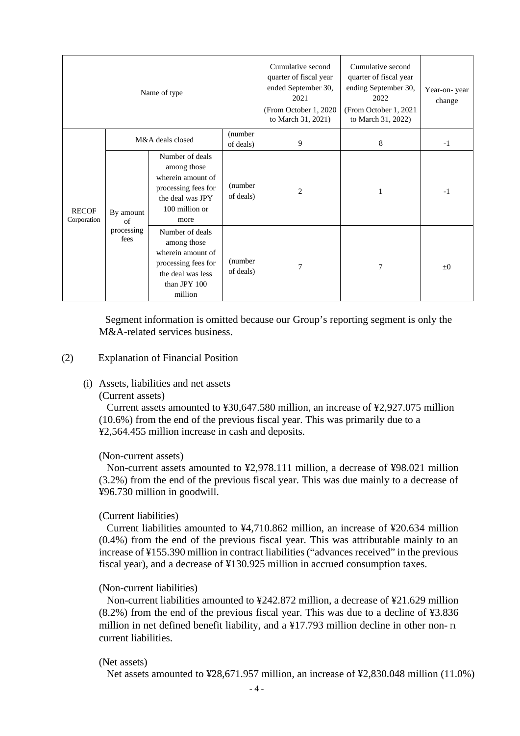| Name of type | | | | Cumulative second quarter of fiscal year ended September 30, 2021 (From October 1, 2020 to March 31, 2021) | Cumulative second quarter of fiscal year ending September 30, 2022 (From October 1, 2021 to March 31, 2022) | Year-on- year change |
|---|---|---|---|---|---|---|
| RECOF Corporation | M&A deals closed | | (number of deals) | 9 | 8 | -1 |
| | By amount of processing fees | Number of deals among those wherein amount of processing fees for the deal was JPY 100 million or more | (number of deals) | 2 | 1 | -1 |
| | | Number of deals among those wherein amount of processing fees for the deal was less than JPY 100 million | (number of deals) | 7 | 7 | ±0 |

Segment information is omitted because our Group's reporting segment is only the M&A-related services business.

## (2) Explanation of Financial Position

### (i) Assets, liabilities and net assets

(Current assets)

Current assets amounted to ¥30,647.580 million, an increase of ¥2,927.075 million (10.6%) from the end of the previous fiscal year. This was primarily due to a ¥2,564.455 million increase in cash and deposits.

(Non-current assets)

Non-current assets amounted to ¥2,978.111 million, a decrease of ¥98.021 million (3.2%) from the end of the previous fiscal year. This was due mainly to a decrease of ¥96.730 million in goodwill.

(Current liabilities)

Current liabilities amounted to ¥4,710.862 million, an increase of ¥20.634 million (0.4%) from the end of the previous fiscal year. This was attributable mainly to an increase of ¥155.390 million in contract liabilities ("advances received" in the previous fiscal year), and a decrease of ¥130.925 million in accrued consumption taxes.

(Non-current liabilities)

Non-current liabilities amounted to ¥242.872 million, a decrease of ¥21.629 million (8.2%) from the end of the previous fiscal year. This was due to a decline of ¥3.836 million in net defined benefit liability, and a ¥17.793 million decline in other non-current liabilities.

(Net assets)

Net assets amounted to ¥28,671.957 million, an increase of ¥2,830.048 million (11.0%)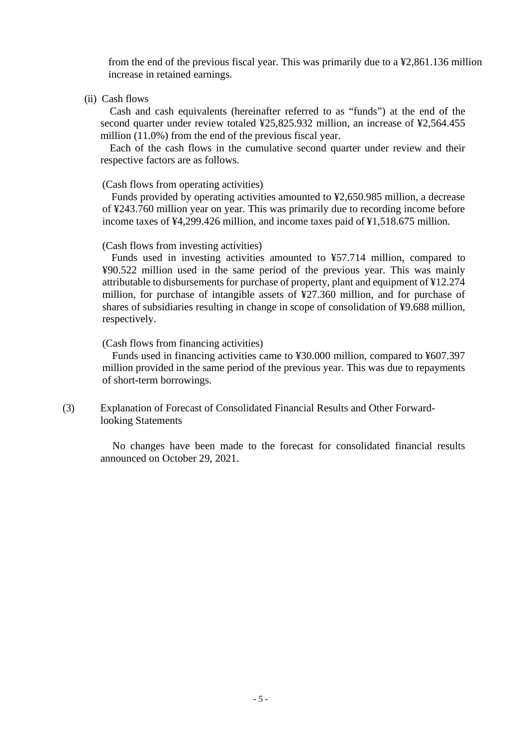from the end of the previous fiscal year. This was primarily due to a ¥2,861.136 million increase in retained earnings.

(ii) Cash flows

Cash and cash equivalents (hereinafter referred to as "funds") at the end of the second quarter under review totaled ¥25,825.932 million, an increase of ¥2,564.455 million (11.0%) from the end of the previous fiscal year.

Each of the cash flows in the cumulative second quarter under review and their respective factors are as follows.

(Cash flows from operating activities)

Funds provided by operating activities amounted to ¥2,650.985 million, a decrease of ¥243.760 million year on year. This was primarily due to recording income before income taxes of ¥4,299.426 million, and income taxes paid of ¥1,518.675 million.

(Cash flows from investing activities)

Funds used in investing activities amounted to ¥57.714 million, compared to ¥90.522 million used in the same period of the previous year. This was mainly attributable to disbursements for purchase of property, plant and equipment of ¥12.274 million, for purchase of intangible assets of ¥27.360 million, and for purchase of shares of subsidiaries resulting in change in scope of consolidation of ¥9.688 million, respectively.

(Cash flows from financing activities)

Funds used in financing activities came to ¥30.000 million, compared to ¥607.397 million provided in the same period of the previous year. This was due to repayments of short-term borrowings.

### (3) Explanation of Forecast of Consolidated Financial Results and Other Forward-looking Statements

No changes have been made to the forecast for consolidated financial results announced on October 29, 2021.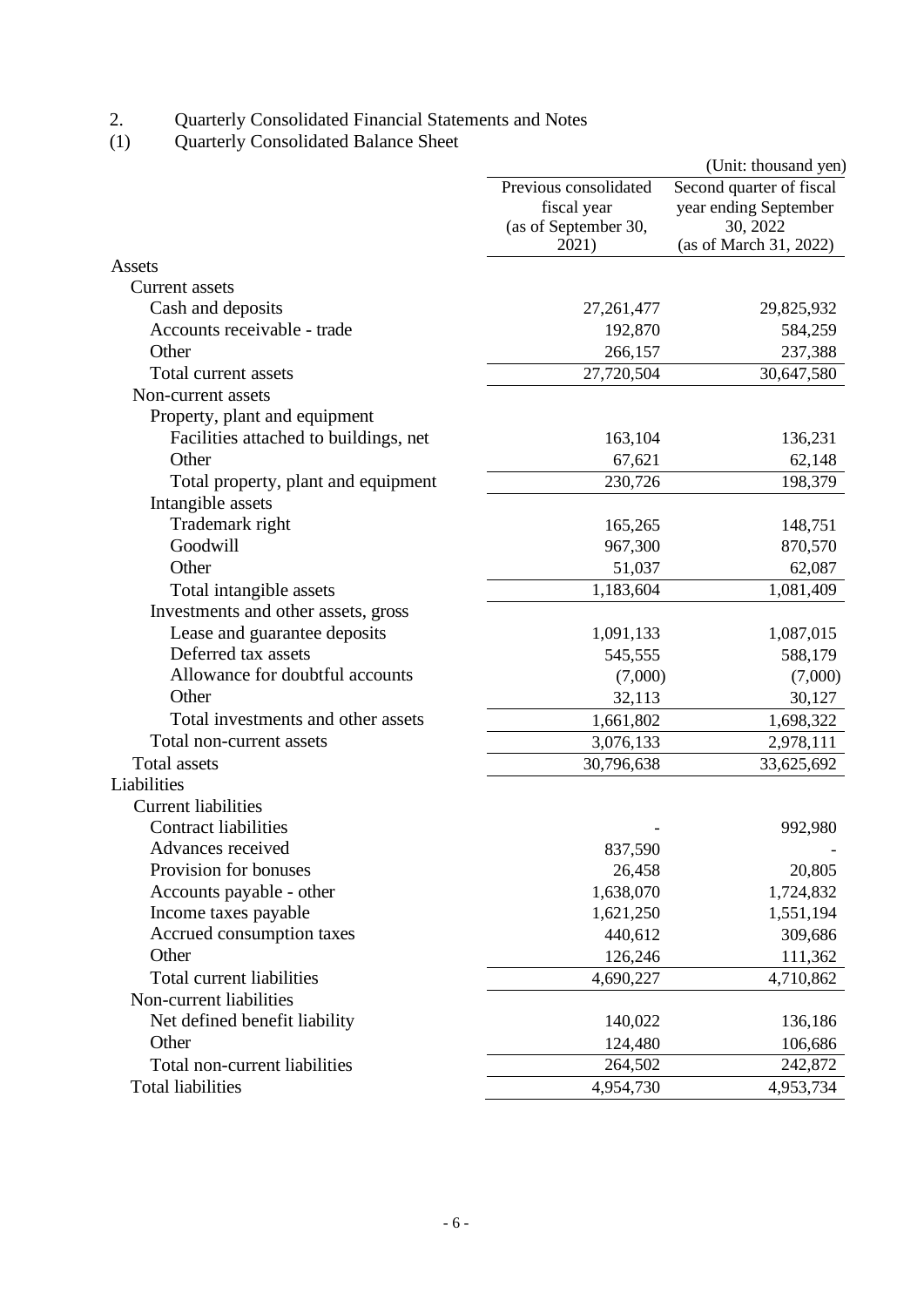2. Quarterly Consolidated Financial Statements and Notes

(1) Quarterly Consolidated Balance Sheet

(Unit: thousand yen)

| | Previous consolidated fiscal year (as of September 30, 2021) | Second quarter of fiscal year ending September 30, 2022 (as of March 31, 2022) |
|---|---|---|
| Assets | | |
| Current assets | | |
| Cash and deposits | 27,261,477 | 29,825,932 |
| Accounts receivable - trade | 192,870 | 584,259 |
| Other | 266,157 | 237,388 |
| Total current assets | 27,720,504 | 30,647,580 |
| Non-current assets | | |
| Property, plant and equipment | | |
| Facilities attached to buildings, net | 163,104 | 136,231 |
| Other | 67,621 | 62,148 |
| Total property, plant and equipment | 230,726 | 198,379 |
| Intangible assets | | |
| Trademark right | 165,265 | 148,751 |
| Goodwill | 967,300 | 870,570 |
| Other | 51,037 | 62,087 |
| Total intangible assets | 1,183,604 | 1,081,409 |
| Investments and other assets, gross | | |
| Lease and guarantee deposits | 1,091,133 | 1,087,015 |
| Deferred tax assets | 545,555 | 588,179 |
| Allowance for doubtful accounts | (7,000) | (7,000) |
| Other | 32,113 | 30,127 |
| Total investments and other assets | 1,661,802 | 1,698,322 |
| Total non-current assets | 3,076,133 | 2,978,111 |
| Total assets | 30,796,638 | 33,625,692 |
| Liabilities | | |
| Current liabilities | | |
| Contract liabilities | - | 992,980 |
| Advances received | 837,590 | - |
| Provision for bonuses | 26,458 | 20,805 |
| Accounts payable - other | 1,638,070 | 1,724,832 |
| Income taxes payable | 1,621,250 | 1,551,194 |
| Accrued consumption taxes | 440,612 | 309,686 |
| Other | 126,246 | 111,362 |
| Total current liabilities | 4,690,227 | 4,710,862 |
| Non-current liabilities | | |
| Net defined benefit liability | 140,022 | 136,186 |
| Other | 124,480 | 106,686 |
| Total non-current liabilities | 264,502 | 242,872 |
| Total liabilities | 4,954,730 | 4,953,734 |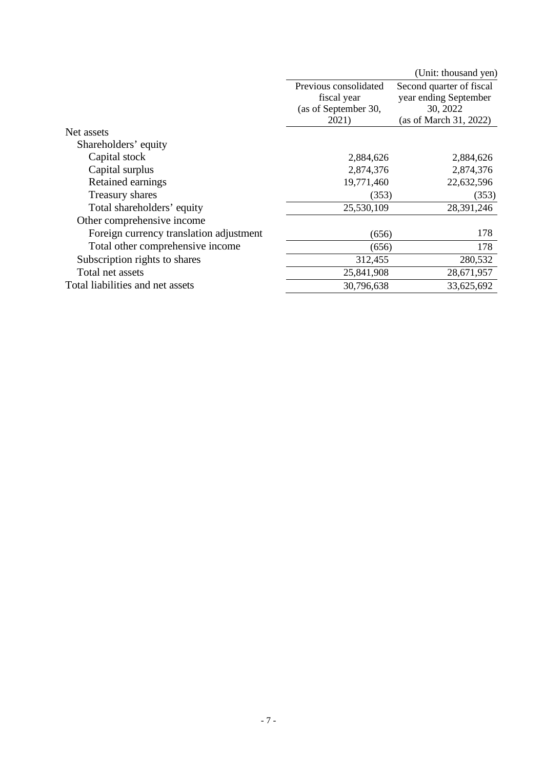(Unit: thousand yen)

| | Previous consolidated fiscal year (as of September 30, 2021) | Second quarter of fiscal year ending September 30, 2022 (as of March 31, 2022) |
|---|---|---|
| Net assets | | |
| Shareholders' equity | | |
| Capital stock | 2,884,626 | 2,884,626 |
| Capital surplus | 2,874,376 | 2,874,376 |
| Retained earnings | 19,771,460 | 22,632,596 |
| Treasury shares | (353) | (353) |
| Total shareholders' equity | 25,530,109 | 28,391,246 |
| Other comprehensive income | | |
| Foreign currency translation adjustment | (656) | 178 |
| Total other comprehensive income | (656) | 178 |
| Subscription rights to shares | 312,455 | 280,532 |
| Total net assets | 25,841,908 | 28,671,957 |
| Total liabilities and net assets | 30,796,638 | 33,625,692 |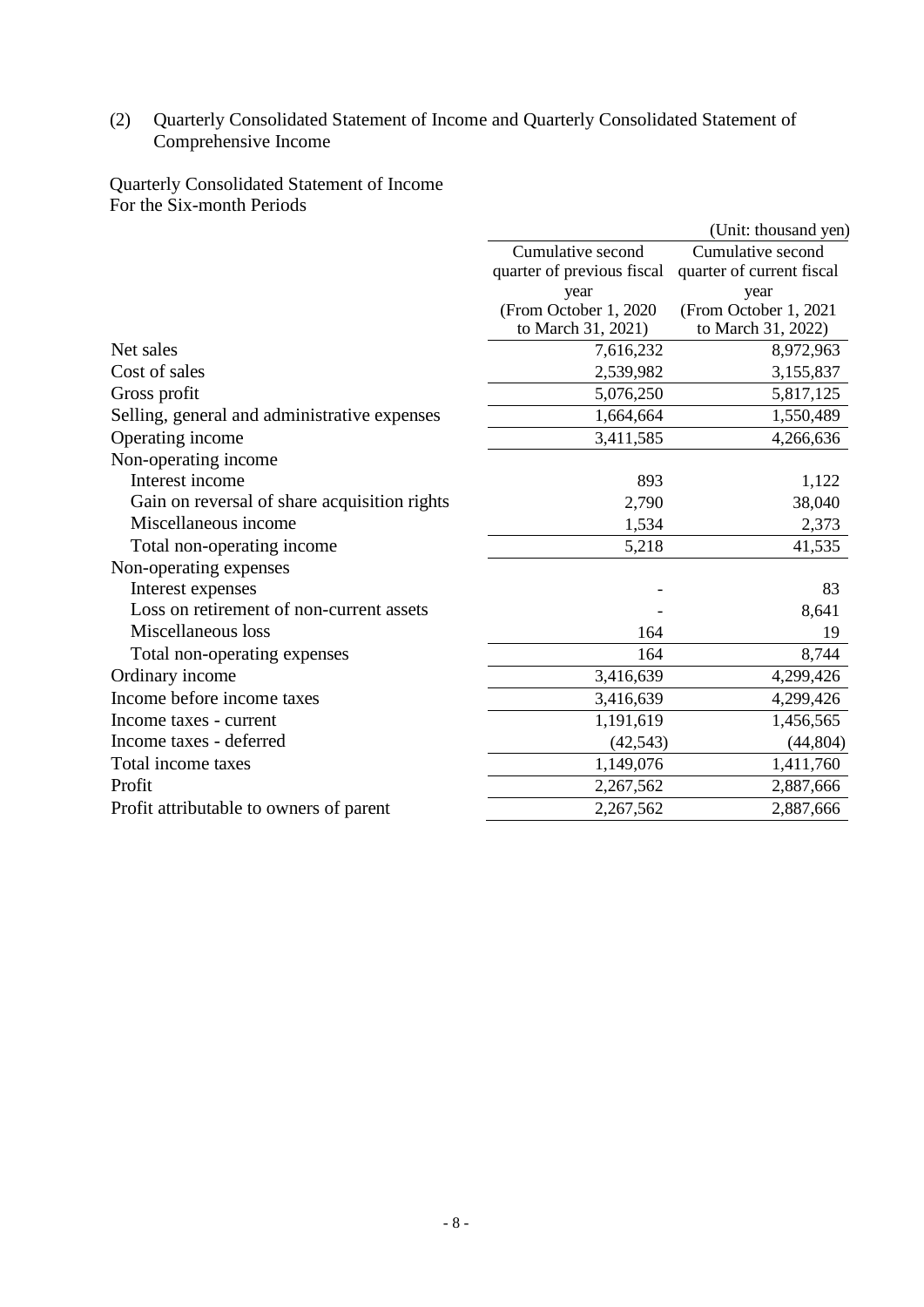(2) Quarterly Consolidated Statement of Income and Quarterly Consolidated Statement of Comprehensive Income

Quarterly Consolidated Statement of Income
For the Six-month Periods

(Unit: thousand yen)

| | Cumulative second quarter of previous fiscal year (From October 1, 2020 to March 31, 2021) | Cumulative second quarter of current fiscal year (From October 1, 2021 to March 31, 2022) |
|---|---|---|
| Net sales | 7,616,232 | 8,972,963 |
| Cost of sales | 2,539,982 | 3,155,837 |
| Gross profit | 5,076,250 | 5,817,125 |
| Selling, general and administrative expenses | 1,664,664 | 1,550,489 |
| Operating income | 3,411,585 | 4,266,636 |
| Non-operating income | | |
| Interest income | 893 | 1,122 |
| Gain on reversal of share acquisition rights | 2,790 | 38,040 |
| Miscellaneous income | 1,534 | 2,373 |
| Total non-operating income | 5,218 | 41,535 |
| Non-operating expenses | | |
| Interest expenses | - | 83 |
| Loss on retirement of non-current assets | - | 8,641 |
| Miscellaneous loss | 164 | 19 |
| Total non-operating expenses | 164 | 8,744 |
| Ordinary income | 3,416,639 | 4,299,426 |
| Income before income taxes | 3,416,639 | 4,299,426 |
| Income taxes - current | 1,191,619 | 1,456,565 |
| Income taxes - deferred | (42,543) | (44,804) |
| Total income taxes | 1,149,076 | 1,411,760 |
| Profit | 2,267,562 | 2,887,666 |
| Profit attributable to owners of parent | 2,267,562 | 2,887,666 |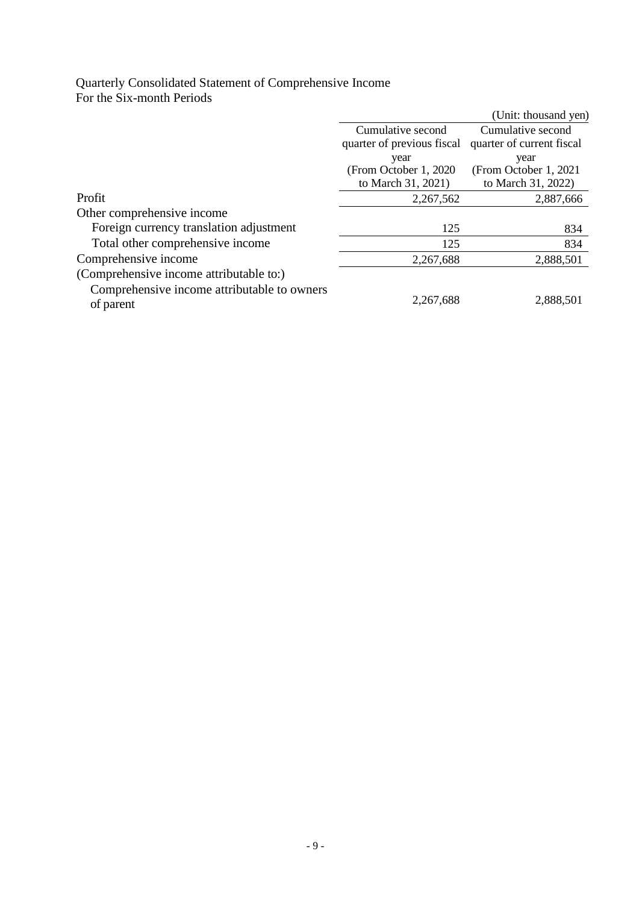Quarterly Consolidated Statement of Comprehensive Income
For the Six-month Periods

(Unit: thousand yen)

| | Cumulative second quarter of previous fiscal year (From October 1, 2020 to March 31, 2021) | Cumulative second quarter of current fiscal year (From October 1, 2021 to March 31, 2022) |
|---|---|---|
| Profit | 2,267,562 | 2,887,666 |
| Other comprehensive income | | |
| Foreign currency translation adjustment | 125 | 834 |
| Total other comprehensive income | 125 | 834 |
| Comprehensive income | 2,267,688 | 2,888,501 |
| (Comprehensive income attributable to:) | | |
| Comprehensive income attributable to owners of parent | 2,267,688 | 2,888,501 |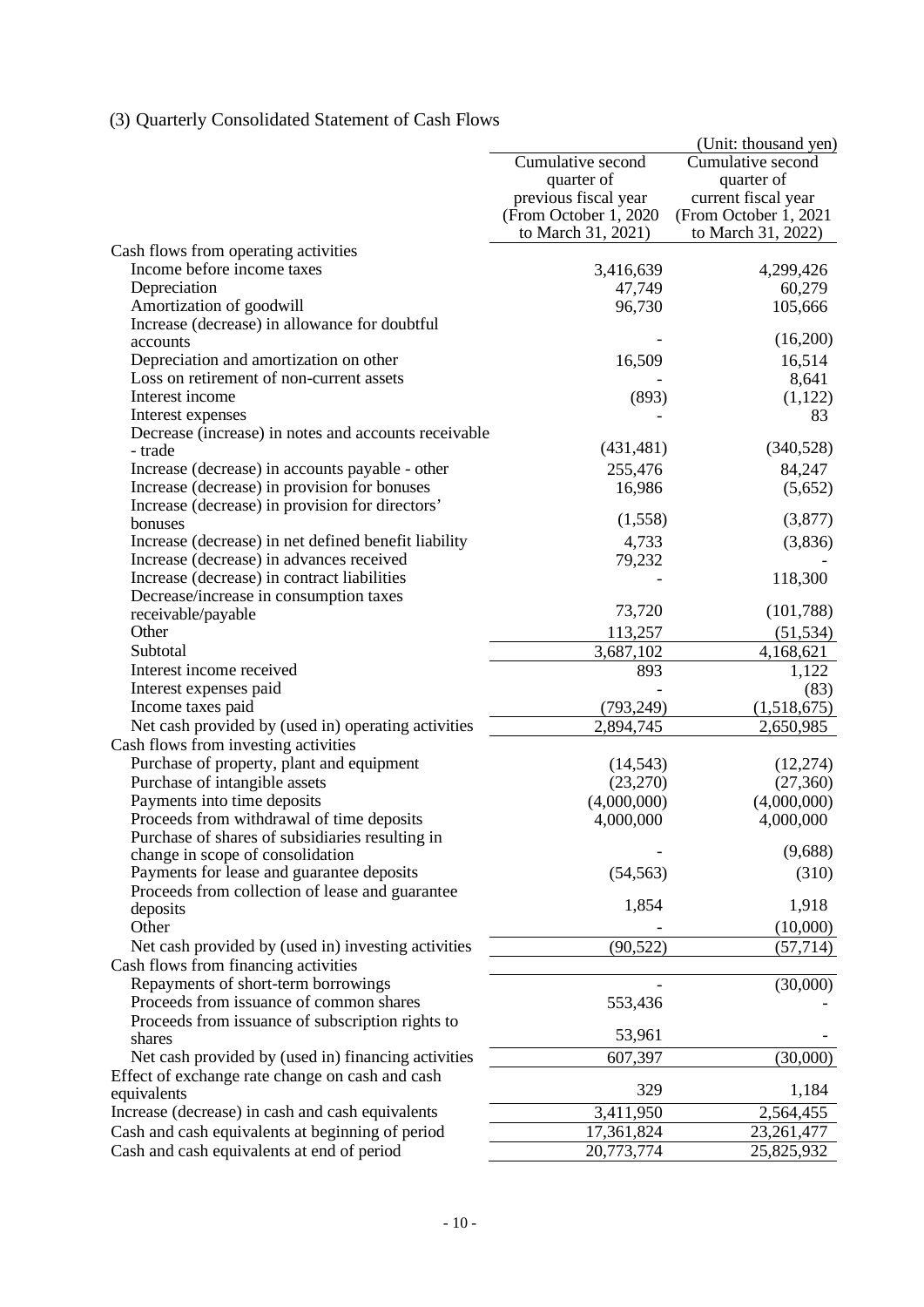### (3) Quarterly Consolidated Statement of Cash Flows

(Unit: thousand yen)

| | Cumulative second quarter of previous fiscal year (From October 1, 2020 to March 31, 2021) | Cumulative second quarter of current fiscal year (From October 1, 2021 to March 31, 2022) |
|---|---|---|
| Cash flows from operating activities | | |
| Income before income taxes | 3,416,639 | 4,299,426 |
| Depreciation | 47,749 | 60,279 |
| Amortization of goodwill | 96,730 | 105,666 |
| Increase (decrease) in allowance for doubtful accounts | - | (16,200) |
| Depreciation and amortization on other | 16,509 | 16,514 |
| Loss on retirement of non-current assets | - | 8,641 |
| Interest income | (893) | (1,122) |
| Interest expenses | - | 83 |
| Decrease (increase) in notes and accounts receivable - trade | (431,481) | (340,528) |
| Increase (decrease) in accounts payable - other | 255,476 | 84,247 |
| Increase (decrease) in provision for bonuses | 16,986 | (5,652) |
| Increase (decrease) in provision for directors' bonuses | (1,558) | (3,877) |
| Increase (decrease) in net defined benefit liability | 4,733 | (3,836) |
| Increase (decrease) in advances received | 79,232 | - |
| Increase (decrease) in contract liabilities | - | 118,300 |
| Decrease/increase in consumption taxes receivable/payable | 73,720 | (101,788) |
| Other | 113,257 | (51,534) |
| Subtotal | 3,687,102 | 4,168,621 |
| Interest income received | 893 | 1,122 |
| Interest expenses paid | - | (83) |
| Income taxes paid | (793,249) | (1,518,675) |
| Net cash provided by (used in) operating activities | 2,894,745 | 2,650,985 |
| Cash flows from investing activities | | |
| Purchase of property, plant and equipment | (14,543) | (12,274) |
| Purchase of intangible assets | (23,270) | (27,360) |
| Payments into time deposits | (4,000,000) | (4,000,000) |
| Proceeds from withdrawal of time deposits | 4,000,000 | 4,000,000 |
| Purchase of shares of subsidiaries resulting in change in scope of consolidation | - | (9,688) |
| Payments for lease and guarantee deposits | (54,563) | (310) |
| Proceeds from collection of lease and guarantee deposits | 1,854 | 1,918 |
| Other | - | (10,000) |
| Net cash provided by (used in) investing activities | (90,522) | (57,714) |
| Cash flows from financing activities | | |
| Repayments of short-term borrowings | - | (30,000) |
| Proceeds from issuance of common shares | 553,436 | - |
| Proceeds from issuance of subscription rights to shares | 53,961 | - |
| Net cash provided by (used in) financing activities | 607,397 | (30,000) |
| Effect of exchange rate change on cash and cash equivalents | 329 | 1,184 |
| Increase (decrease) in cash and cash equivalents | 3,411,950 | 2,564,455 |
| Cash and cash equivalents at beginning of period | 17,361,824 | 23,261,477 |
| Cash and cash equivalents at end of period | 20,773,774 | 25,825,932 |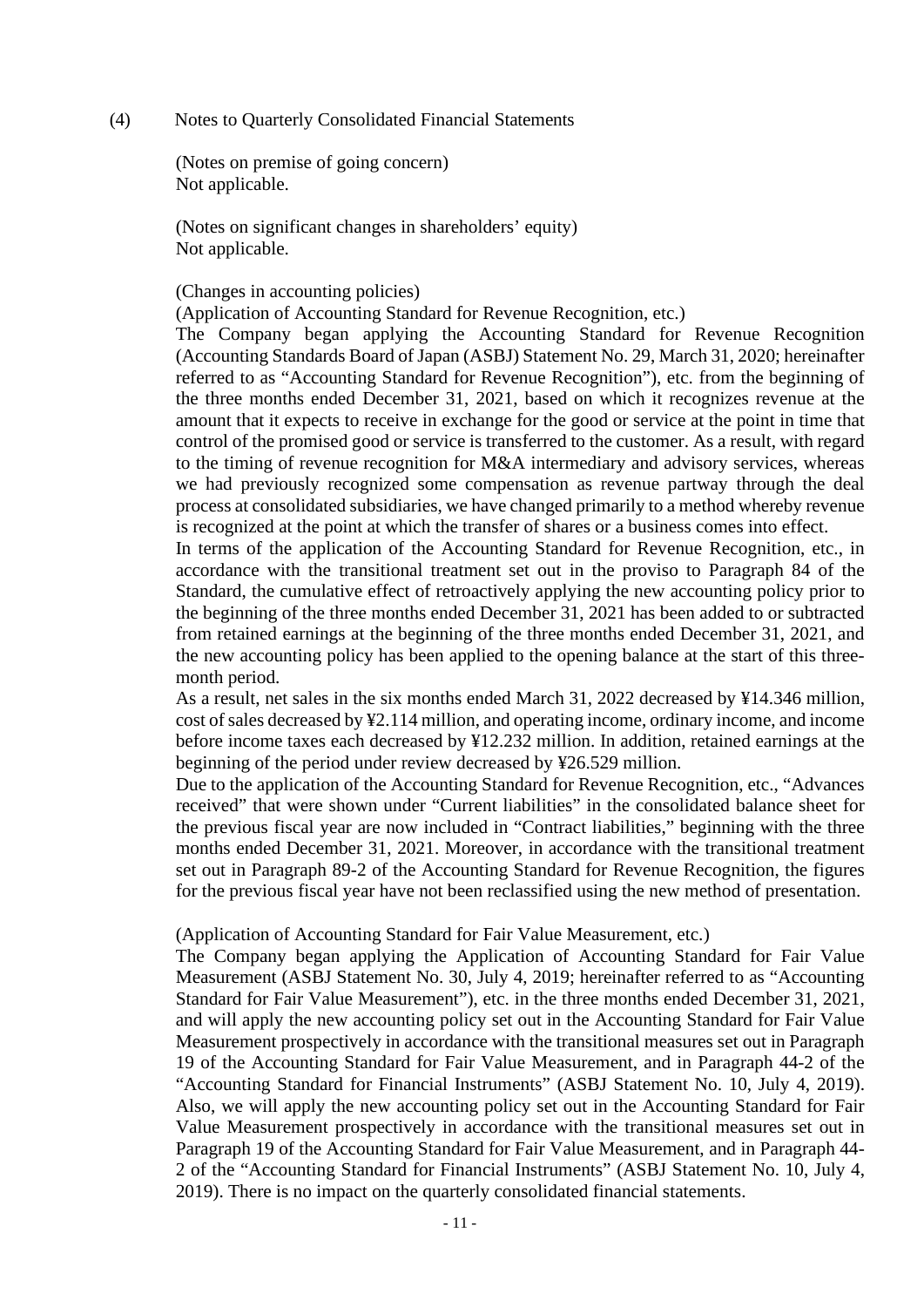## (4) Notes to Quarterly Consolidated Financial Statements

(Notes on premise of going concern)
Not applicable.

(Notes on significant changes in shareholders' equity)
Not applicable.

(Changes in accounting policies)

(Application of Accounting Standard for Revenue Recognition, etc.)

The Company began applying the Accounting Standard for Revenue Recognition (Accounting Standards Board of Japan (ASBJ) Statement No. 29, March 31, 2020; hereinafter referred to as "Accounting Standard for Revenue Recognition"), etc. from the beginning of the three months ended December 31, 2021, based on which it recognizes revenue at the amount that it expects to receive in exchange for the good or service at the point in time that control of the promised good or service is transferred to the customer. As a result, with regard to the timing of revenue recognition for M&A intermediary and advisory services, whereas we had previously recognized some compensation as revenue partway through the deal process at consolidated subsidiaries, we have changed primarily to a method whereby revenue is recognized at the point at which the transfer of shares or a business comes into effect.

In terms of the application of the Accounting Standard for Revenue Recognition, etc., in accordance with the transitional treatment set out in the proviso to Paragraph 84 of the Standard, the cumulative effect of retroactively applying the new accounting policy prior to the beginning of the three months ended December 31, 2021 has been added to or subtracted from retained earnings at the beginning of the three months ended December 31, 2021, and the new accounting policy has been applied to the opening balance at the start of this three-month period.

As a result, net sales in the six months ended March 31, 2022 decreased by ¥14.346 million, cost of sales decreased by ¥2.114 million, and operating income, ordinary income, and income before income taxes each decreased by ¥12.232 million. In addition, retained earnings at the beginning of the period under review decreased by ¥26.529 million.

Due to the application of the Accounting Standard for Revenue Recognition, etc., "Advances received" that were shown under "Current liabilities" in the consolidated balance sheet for the previous fiscal year are now included in "Contract liabilities," beginning with the three months ended December 31, 2021. Moreover, in accordance with the transitional treatment set out in Paragraph 89-2 of the Accounting Standard for Revenue Recognition, the figures for the previous fiscal year have not been reclassified using the new method of presentation.

(Application of Accounting Standard for Fair Value Measurement, etc.)

The Company began applying the Application of Accounting Standard for Fair Value Measurement (ASBJ Statement No. 30, July 4, 2019; hereinafter referred to as "Accounting Standard for Fair Value Measurement"), etc. in the three months ended December 31, 2021, and will apply the new accounting policy set out in the Accounting Standard for Fair Value Measurement prospectively in accordance with the transitional measures set out in Paragraph 19 of the Accounting Standard for Fair Value Measurement, and in Paragraph 44-2 of the "Accounting Standard for Financial Instruments" (ASBJ Statement No. 10, July 4, 2019). Also, we will apply the new accounting policy set out in the Accounting Standard for Fair Value Measurement prospectively in accordance with the transitional measures set out in Paragraph 19 of the Accounting Standard for Fair Value Measurement, and in Paragraph 44-2 of the "Accounting Standard for Financial Instruments" (ASBJ Statement No. 10, July 4, 2019). There is no impact on the quarterly consolidated financial statements.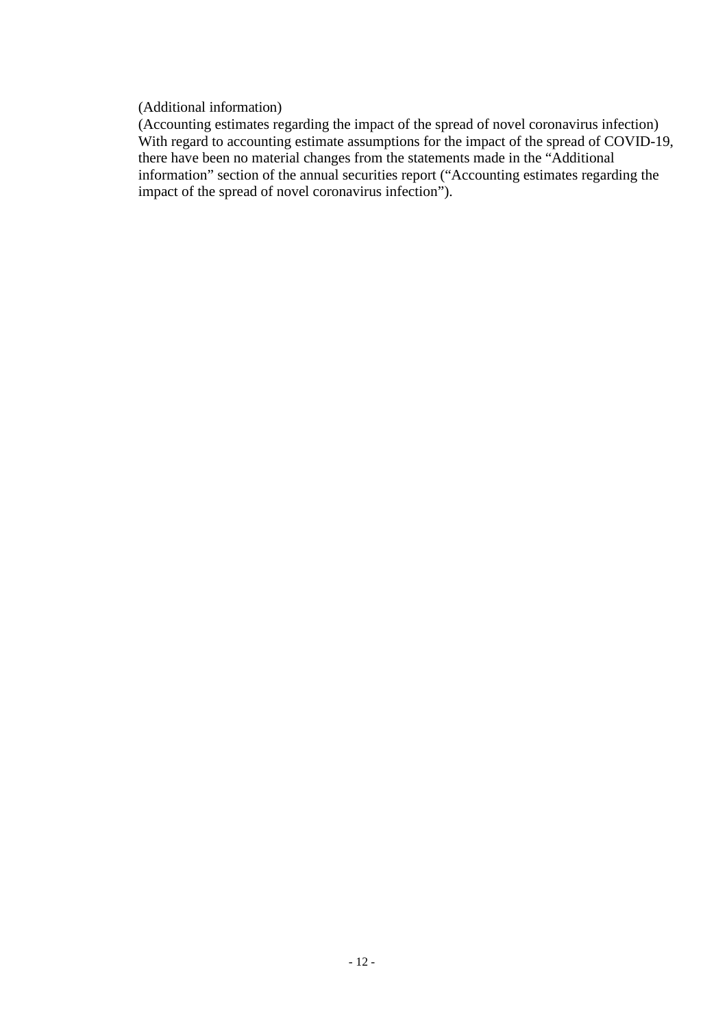(Additional information)

(Accounting estimates regarding the impact of the spread of novel coronavirus infection)

With regard to accounting estimate assumptions for the impact of the spread of COVID-19, there have been no material changes from the statements made in the “Additional information” section of the annual securities report (“Accounting estimates regarding the impact of the spread of novel coronavirus infection”).